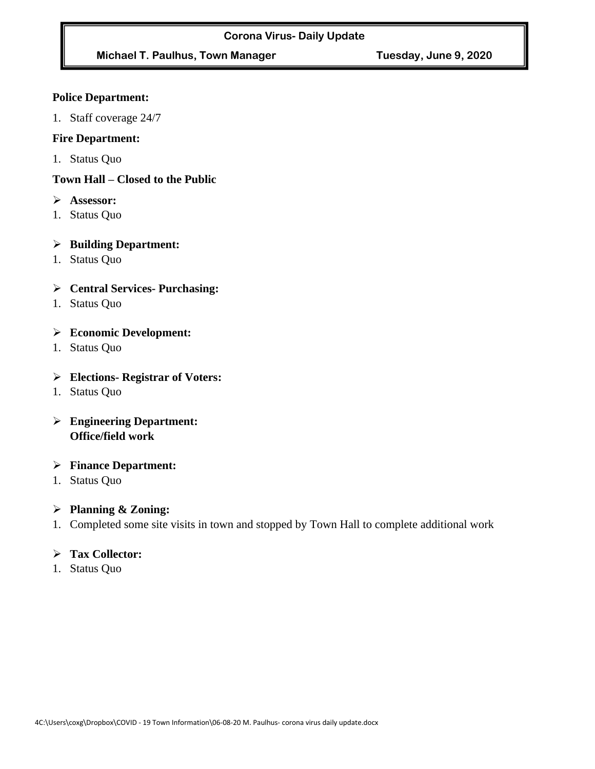**Corona Virus- Daily Update**

**Michael T. Paulhus, Town Manager** **Tuesday, June 9, 2020**

**Police Department:**

1. Staff coverage 24/7

**Fire Department:**

1. Status Quo

**Town Hall – Closed to the Public**

- **Assessor:**

1. Status Quo

- **Building Department:**

1. Status Quo

- **Central Services- Purchasing:**

1. Status Quo

- **Economic Development:**

1. Status Quo

- **Elections- Registrar of Voters:**

1. Status Quo

- **Engineering Department:**
  **Office/field work**

- **Finance Department:**

1. Status Quo

- **Planning & Zoning:**

1. Completed some site visits in town and stopped by Town Hall to complete additional work

- **Tax Collector:**

1. Status Quo

4C:\Users\coxg\Dropbox\COVID - 19 Town Information\06-08-20 M. Paulhus- corona virus daily update.docx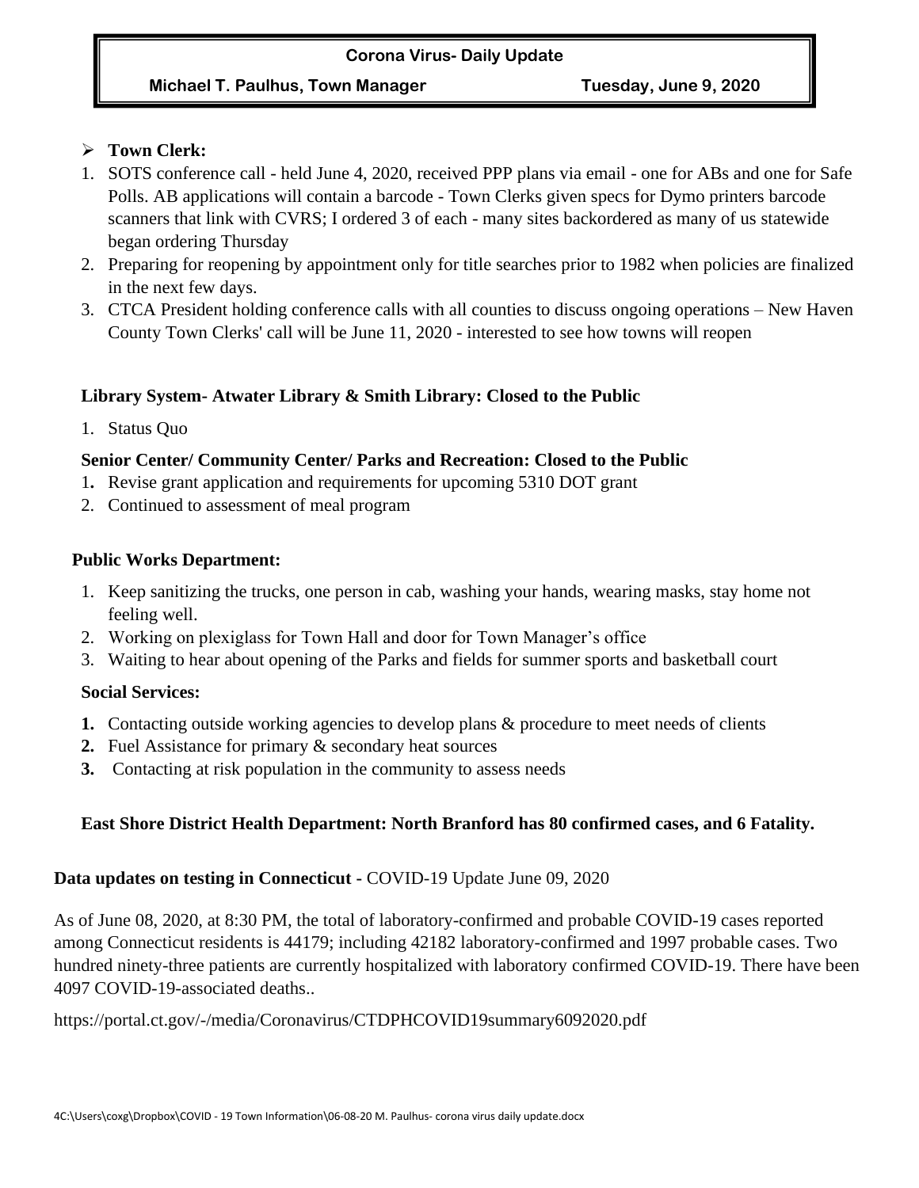**Corona Virus- Daily Update**

**Michael T. Paulhus, Town Manager** **Tuesday, June 9, 2020**

- **Town Clerk:**

1. SOTS conference call - held June 4, 2020, received PPP plans via email - one for ABs and one for Safe Polls. AB applications will contain a barcode - Town Clerks given specs for Dymo printers barcode scanners that link with CVRS; I ordered 3 of each - many sites backordered as many of us statewide began ordering Thursday
2. Preparing for reopening by appointment only for title searches prior to 1982 when policies are finalized in the next few days.
3. CTCA President holding conference calls with all counties to discuss ongoing operations – New Haven County Town Clerks' call will be June 11, 2020 - interested to see how towns will reopen

**Library System- Atwater Library & Smith Library: Closed to the Public**

1. Status Quo

**Senior Center/ Community Center/ Parks and Recreation: Closed to the Public**

1. Revise grant application and requirements for upcoming 5310 DOT grant
2. Continued to assessment of meal program

**Public Works Department:**

1. Keep sanitizing the trucks, one person in cab, washing your hands, wearing masks, stay home not feeling well.
2. Working on plexiglass for Town Hall and door for Town Manager's office
3. Waiting to hear about opening of the Parks and fields for summer sports and basketball court

**Social Services:**

1. Contacting outside working agencies to develop plans & procedure to meet needs of clients
2. Fuel Assistance for primary & secondary heat sources
3. Contacting at risk population in the community to assess needs

**East Shore District Health Department: North Branford has 80 confirmed cases, and 6 Fatality.**

**Data updates on testing in Connecticut -** COVID-19 Update June 09, 2020

As of June 08, 2020, at 8:30 PM, the total of laboratory-confirmed and probable COVID-19 cases reported among Connecticut residents is 44179; including 42182 laboratory-confirmed and 1997 probable cases. Two hundred ninety-three patients are currently hospitalized with laboratory confirmed COVID-19. There have been 4097 COVID-19-associated deaths..

https://portal.ct.gov/-/media/Coronavirus/CTDPHCOVID19summary6092020.pdf